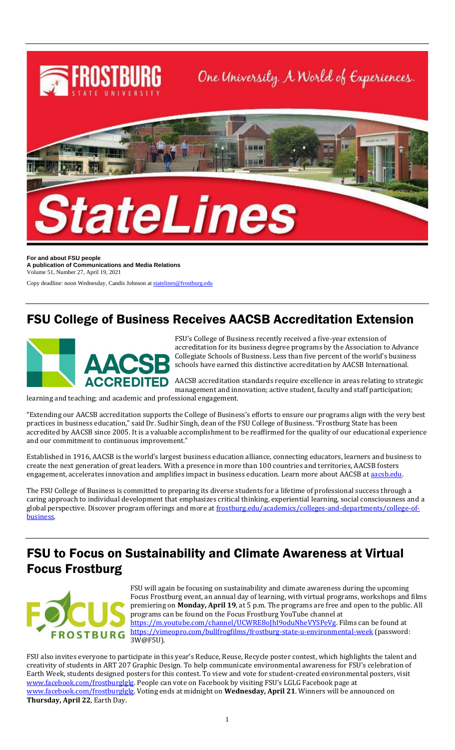# StateLines

**For and about FSU people**
**A publication of Communications and Media Relations**
Volume 51, Number 27, April 19, 2021

Copy deadline: noon Wednesday, Candis Johnson at statelines@frostburg.edu

## FSU College of Business Receives AACSB Accreditation Extension

FSU's College of Business recently received a five-year extension of accreditation for its business degree programs by the Association to Advance Collegiate Schools of Business. Less than five percent of the world's business schools have earned this distinctive accreditation by AACSB International.

AACSB accreditation standards require excellence in areas relating to strategic management and innovation; active student, faculty and staff participation; learning and teaching; and academic and professional engagement.

"Extending our AACSB accreditation supports the College of Business's efforts to ensure our programs align with the very best practices in business education," said Dr. Sudhir Singh, dean of the FSU College of Business. "Frostburg State has been accredited by AACSB since 2005. It is a valuable accomplishment to be reaffirmed for the quality of our educational experience and our commitment to continuous improvement."

Established in 1916, AACSB is the world's largest business education alliance, connecting educators, learners and business to create the next generation of great leaders. With a presence in more than 100 countries and territories, AACSB fosters engagement, accelerates innovation and amplifies impact in business education. Learn more about AACSB at aacsb.edu.

The FSU College of Business is committed to preparing its diverse students for a lifetime of professional success through a caring approach to individual development that emphasizes critical thinking, experiential learning, social consciousness and a global perspective. Discover program offerings and more at frostburg.edu/academics/colleges-and-departments/college-of-business.

## FSU to Focus on Sustainability and Climate Awareness at Virtual Focus Frostburg

FSU will again be focusing on sustainability and climate awareness during the upcoming Focus Frostburg event, an annual day of learning, with virtual programs, workshops and films premiering on **Monday, April 19**, at 5 p.m. The programs are free and open to the public. All programs can be found on the Focus Frostburg YouTube channel at https://m.youtube.com/channel/UCWRE8oJhI9oduNheVYSPeVg. Films can be found at https://vimeopro.com/bullfrogfilms/frostburg-state-u-environmental-week (password: 3W@F5U).

FSU also invites everyone to participate in this year's Reduce, Reuse, Recycle poster contest, which highlights the talent and creativity of students in ART 207 Graphic Design. To help communicate environmental awareness for FSU's celebration of Earth Week, students designed posters for this contest. To view and vote for student-created environmental posters, visit www.facebook.com/frostburglglg. People can vote on Facebook by visiting FSU's LGLG Facebook page at www.facebook.com/frostburglglg. Voting ends at midnight on **Wednesday, April 21**. Winners will be announced on **Thursday, April 22**, Earth Day.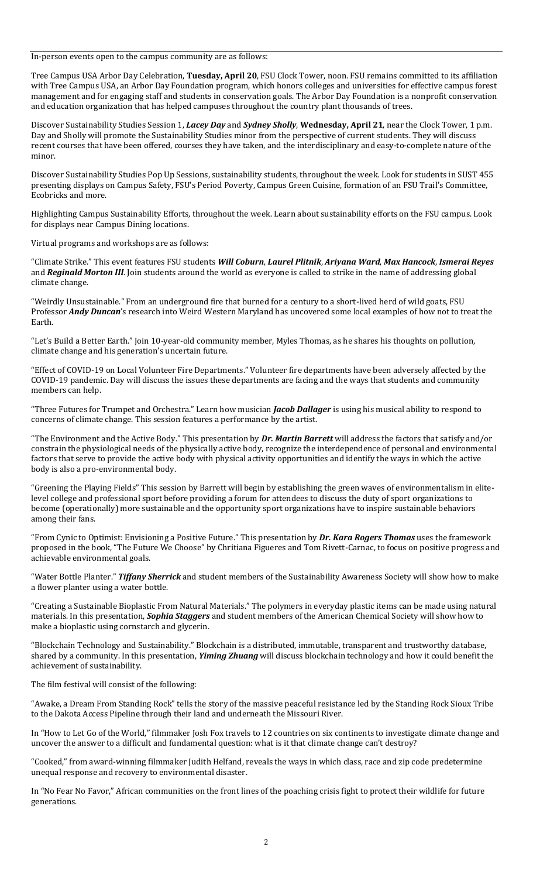In-person events open to the campus community are as follows:

Tree Campus USA Arbor Day Celebration, **Tuesday, April 20**, FSU Clock Tower, noon. FSU remains committed to its affiliation with Tree Campus USA, an Arbor Day Foundation program, which honors colleges and universities for effective campus forest management and for engaging staff and students in conservation goals. The Arbor Day Foundation is a nonprofit conservation and education organization that has helped campuses throughout the country plant thousands of trees.

Discover Sustainability Studies Session 1, ***Lacey Day*** and ***Sydney Sholly***, **Wednesday, April 21**, near the Clock Tower, 1 p.m. Day and Sholly will promote the Sustainability Studies minor from the perspective of current students. They will discuss recent courses that have been offered, courses they have taken, and the interdisciplinary and easy-to-complete nature of the minor.

Discover Sustainability Studies Pop Up Sessions, sustainability students, throughout the week. Look for students in SUST 455 presenting displays on Campus Safety, FSU's Period Poverty, Campus Green Cuisine, formation of an FSU Trail's Committee, Ecobricks and more.

Highlighting Campus Sustainability Efforts, throughout the week. Learn about sustainability efforts on the FSU campus. Look for displays near Campus Dining locations.

Virtual programs and workshops are as follows:

"Climate Strike." This event features FSU students ***Will Coburn***, ***Laurel Plitnik***, ***Ariyana Ward***, ***Max Hancock***, ***Ismerai Reyes*** and ***Reginald Morton III***. Join students around the world as everyone is called to strike in the name of addressing global climate change.

"Weirdly Unsustainable." From an underground fire that burned for a century to a short-lived herd of wild goats, FSU Professor ***Andy Duncan***'s research into Weird Western Maryland has uncovered some local examples of how not to treat the Earth.

"Let's Build a Better Earth." Join 10-year-old community member, Myles Thomas, as he shares his thoughts on pollution, climate change and his generation's uncertain future.

"Effect of COVID-19 on Local Volunteer Fire Departments." Volunteer fire departments have been adversely affected by the COVID-19 pandemic. Day will discuss the issues these departments are facing and the ways that students and community members can help.

"Three Futures for Trumpet and Orchestra." Learn how musician ***Jacob Dallager*** is using his musical ability to respond to concerns of climate change. This session features a performance by the artist.

"The Environment and the Active Body." This presentation by ***Dr. Martin Barrett*** will address the factors that satisfy and/or constrain the physiological needs of the physically active body, recognize the interdependence of personal and environmental factors that serve to provide the active body with physical activity opportunities and identify the ways in which the active body is also a pro-environmental body.

"Greening the Playing Fields" This session by Barrett will begin by establishing the green waves of environmentalism in elite-level college and professional sport before providing a forum for attendees to discuss the duty of sport organizations to become (operationally) more sustainable and the opportunity sport organizations have to inspire sustainable behaviors among their fans.

"From Cynic to Optimist: Envisioning a Positive Future." This presentation by ***Dr. Kara Rogers Thomas*** uses the framework proposed in the book, "The Future We Choose" by Chritiana Figueres and Tom Rivett-Carnac, to focus on positive progress and achievable environmental goals.

"Water Bottle Planter." ***Tiffany Sherrick*** and student members of the Sustainability Awareness Society will show how to make a flower planter using a water bottle.

"Creating a Sustainable Bioplastic From Natural Materials." The polymers in everyday plastic items can be made using natural materials. In this presentation, ***Sophia Staggers*** and student members of the American Chemical Society will show how to make a bioplastic using cornstarch and glycerin.

"Blockchain Technology and Sustainability." Blockchain is a distributed, immutable, transparent and trustworthy database, shared by a community. In this presentation, ***Yiming Zhuang*** will discuss blockchain technology and how it could benefit the achievement of sustainability.

The film festival will consist of the following:

"Awake, a Dream From Standing Rock" tells the story of the massive peaceful resistance led by the Standing Rock Sioux Tribe to the Dakota Access Pipeline through their land and underneath the Missouri River.

In "How to Let Go of the World," filmmaker Josh Fox travels to 12 countries on six continents to investigate climate change and uncover the answer to a difficult and fundamental question: what is it that climate change can't destroy?

"Cooked," from award-winning filmmaker Judith Helfand, reveals the ways in which class, race and zip code predetermine unequal response and recovery to environmental disaster.

In "No Fear No Favor," African communities on the front lines of the poaching crisis fight to protect their wildlife for future generations.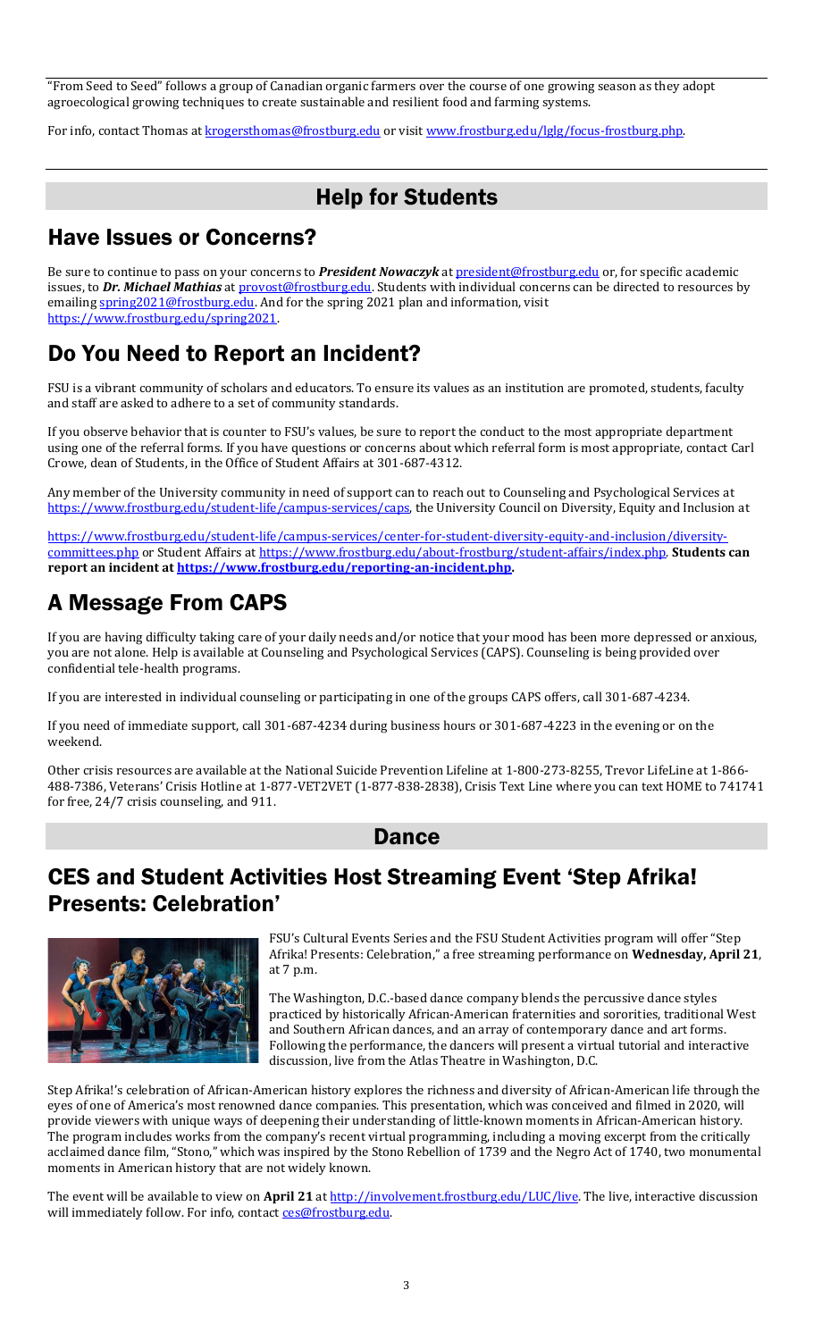"From Seed to Seed" follows a group of Canadian organic farmers over the course of one growing season as they adopt agroecological growing techniques to create sustainable and resilient food and farming systems.

For info, contact Thomas at [krogersthomas@frostburg.edu](mailto:krogersthomas@frostburg.edu) or visit [www.frostburg.edu/lglg/focus-frostburg.php](http://www.frostburg.edu/lglg/focus-frostburg.php).

# Help for Students

## Have Issues or Concerns?

Be sure to continue to pass on your concerns to ***President Nowaczyk*** at [president@frostburg.edu](mailto:president@frostburg.edu) or, for specific academic issues, to ***Dr. Michael Mathias*** at [provost@frostburg.edu](mailto:provost@frostburg.edu). Students with individual concerns can be directed to resources by emailing [spring2021@frostburg.edu](mailto:spring2021@frostburg.edu). And for the spring 2021 plan and information, visit [https://www.frostburg.edu/spring2021](https://www.frostburg.edu/spring2021).

## Do You Need to Report an Incident?

FSU is a vibrant community of scholars and educators. To ensure its values as an institution are promoted, students, faculty and staff are asked to adhere to a set of community standards.

If you observe behavior that is counter to FSU's values, be sure to report the conduct to the most appropriate department using one of the referral forms. If you have questions or concerns about which referral form is most appropriate, contact Carl Crowe, dean of Students, in the Office of Student Affairs at 301-687-4312.

Any member of the University community in need of support can to reach out to Counseling and Psychological Services at [https://www.frostburg.edu/student-life/campus-services/caps](https://www.frostburg.edu/student-life/campus-services/caps), the University Council on Diversity, Equity and Inclusion at

[https://www.frostburg.edu/student-life/campus-services/center-for-student-diversity-equity-and-inclusion/diversity-committees.php](https://www.frostburg.edu/student-life/campus-services/center-for-student-diversity-equity-and-inclusion/diversity-committees.php) or Student Affairs at [https://www.frostburg.edu/about-frostburg/student-affairs/index.php](https://www.frostburg.edu/about-frostburg/student-affairs/index.php). **Students can report an incident at [https://www.frostburg.edu/reporting-an-incident.php](https://www.frostburg.edu/reporting-an-incident.php).**

## A Message From CAPS

If you are having difficulty taking care of your daily needs and/or notice that your mood has been more depressed or anxious, you are not alone. Help is available at Counseling and Psychological Services (CAPS). Counseling is being provided over confidential tele-health programs.

If you are interested in individual counseling or participating in one of the groups CAPS offers, call 301-687-4234.

If you need of immediate support, call 301-687-4234 during business hours or 301-687-4223 in the evening or on the weekend.

Other crisis resources are available at the National Suicide Prevention Lifeline at 1-800-273-8255, Trevor LifeLine at 1-866-488-7386, Veterans' Crisis Hotline at 1-877-VET2VET (1-877-838-2838), Crisis Text Line where you can text HOME to 741741 for free, 24/7 crisis counseling, and 911.

# Dance

## CES and Student Activities Host Streaming Event 'Step Afrika! Presents: Celebration'

FSU's Cultural Events Series and the FSU Student Activities program will offer "Step Afrika! Presents: Celebration," a free streaming performance on **Wednesday, April 21**, at 7 p.m.

The Washington, D.C.-based dance company blends the percussive dance styles practiced by historically African-American fraternities and sororities, traditional West and Southern African dances, and an array of contemporary dance and art forms. Following the performance, the dancers will present a virtual tutorial and interactive discussion, live from the Atlas Theatre in Washington, D.C.

Step Afrika!'s celebration of African-American history explores the richness and diversity of African-American life through the eyes of one of America's most renowned dance companies. This presentation, which was conceived and filmed in 2020, will provide viewers with unique ways of deepening their understanding of little-known moments in African-American history. The program includes works from the company's recent virtual programming, including a moving excerpt from the critically acclaimed dance film, "Stono," which was inspired by the Stono Rebellion of 1739 and the Negro Act of 1740, two monumental moments in American history that are not widely known.

The event will be available to view on **April 21** at [http://involvement.frostburg.edu/LUC/live](http://involvement.frostburg.edu/LUC/live). The live, interactive discussion will immediately follow. For info, contact [ces@frostburg.edu](mailto:ces@frostburg.edu).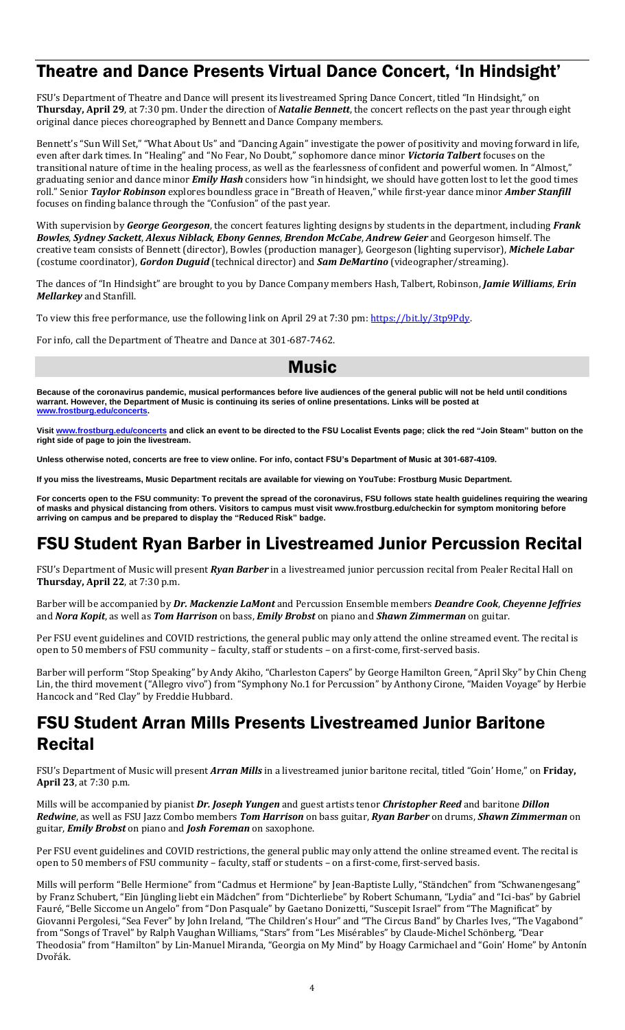## Theatre and Dance Presents Virtual Dance Concert, 'In Hindsight'

FSU's Department of Theatre and Dance will present its livestreamed Spring Dance Concert, titled "In Hindsight," on **Thursday, April 29**, at 7:30 pm. Under the direction of ***Natalie Bennett***, the concert reflects on the past year through eight original dance pieces choreographed by Bennett and Dance Company members.

Bennett's "Sun Will Set," "What About Us" and "Dancing Again" investigate the power of positivity and moving forward in life, even after dark times. In "Healing" and "No Fear, No Doubt," sophomore dance minor ***Victoria Talbert*** focuses on the transitional nature of time in the healing process, as well as the fearlessness of confident and powerful women. In "Almost," graduating senior and dance minor ***Emily Hash*** considers how "in hindsight, we should have gotten lost to let the good times roll." Senior ***Taylor Robinson*** explores boundless grace in "Breath of Heaven," while first-year dance minor ***Amber Stanfill*** focuses on finding balance through the "Confusion" of the past year.

With supervision by ***George Georgeson***, the concert features lighting designs by students in the department, including ***Frank Bowles***, ***Sydney Sackett***, ***Alexus Niblack***, ***Ebony Gennes***, ***Brendon McCabe***, ***Andrew Geier*** and Georgeson himself. The creative team consists of Bennett (director), Bowles (production manager), Georgeson (lighting supervisor), ***Michele Labar*** (costume coordinator), ***Gordon Duguid*** (technical director) and ***Sam DeMartino*** (videographer/streaming).

The dances of "In Hindsight" are brought to you by Dance Company members Hash, Talbert, Robinson, ***Jamie Williams***, ***Erin Mellarkey*** and Stanfill.

To view this free performance, use the following link on April 29 at 7:30 pm: https://bit.ly/3tp9Pdy.

For info, call the Department of Theatre and Dance at 301-687-7462.

# Music

**Because of the coronavirus pandemic, musical performances before live audiences of the general public will not be held until conditions warrant. However, the Department of Music is continuing its series of online presentations. Links will be posted at www.frostburg.edu/concerts.**

**Visit www.frostburg.edu/concerts and click an event to be directed to the FSU Localist Events page; click the red "Join Steam" button on the right side of page to join the livestream.**

**Unless otherwise noted, concerts are free to view online. For info, contact FSU's Department of Music at 301-687-4109.**

**If you miss the livestreams, Music Department recitals are available for viewing on YouTube: Frostburg Music Department.**

**For concerts open to the FSU community: To prevent the spread of the coronavirus, FSU follows state health guidelines requiring the wearing of masks and physical distancing from others. Visitors to campus must visit www.frostburg.edu/checkin for symptom monitoring before arriving on campus and be prepared to display the "Reduced Risk" badge.**

## FSU Student Ryan Barber in Livestreamed Junior Percussion Recital

FSU's Department of Music will present ***Ryan Barber*** in a livestreamed junior percussion recital from Pealer Recital Hall on **Thursday, April 22**, at 7:30 p.m.

Barber will be accompanied by ***Dr. Mackenzie LaMont*** and Percussion Ensemble members ***Deandre Cook***, ***Cheyenne Jeffries*** and ***Nora Kopit***, as well as ***Tom Harrison*** on bass, ***Emily Brobst*** on piano and ***Shawn Zimmerman*** on guitar.

Per FSU event guidelines and COVID restrictions, the general public may only attend the online streamed event. The recital is open to 50 members of FSU community – faculty, staff or students – on a first-come, first-served basis.

Barber will perform "Stop Speaking" by Andy Akiho, "Charleston Capers" by George Hamilton Green, "April Sky" by Chin Cheng Lin, the third movement ("Allegro vivo") from "Symphony No.1 for Percussion" by Anthony Cirone, "Maiden Voyage" by Herbie Hancock and "Red Clay" by Freddie Hubbard.

## FSU Student Arran Mills Presents Livestreamed Junior Baritone Recital

FSU's Department of Music will present ***Arran Mills*** in a livestreamed junior baritone recital, titled "Goin' Home," on **Friday, April 23**, at 7:30 p.m.

Mills will be accompanied by pianist ***Dr. Joseph Yungen*** and guest artists tenor ***Christopher Reed*** and baritone ***Dillon Redwine***, as well as FSU Jazz Combo members ***Tom Harrison*** on bass guitar, ***Ryan Barber*** on drums, ***Shawn Zimmerman*** on guitar, ***Emily Brobst*** on piano and ***Josh Foreman*** on saxophone.

Per FSU event guidelines and COVID restrictions, the general public may only attend the online streamed event. The recital is open to 50 members of FSU community – faculty, staff or students – on a first-come, first-served basis.

Mills will perform "Belle Hermione" from "Cadmus et Hermione" by Jean-Baptiste Lully, "Ständchen" from "Schwanengesang" by Franz Schubert, "Ein Jüngling liebt ein Mädchen" from "Dichterliebe" by Robert Schumann, "Lydia" and "Ici-bas" by Gabriel Fauré, "Belle Siccome un Angelo" from "Don Pasquale" by Gaetano Donizetti, "Suscepit Israel" from "The Magnificat" by Giovanni Pergolesi, "Sea Fever" by John Ireland, "The Children's Hour" and "The Circus Band" by Charles Ives, "The Vagabond" from "Songs of Travel" by Ralph Vaughan Williams, "Stars" from "Les Misérables" by Claude-Michel Schönberg, "Dear Theodosia" from "Hamilton" by Lin-Manuel Miranda, "Georgia on My Mind" by Hoagy Carmichael and "Goin' Home" by Antonín Dvořák.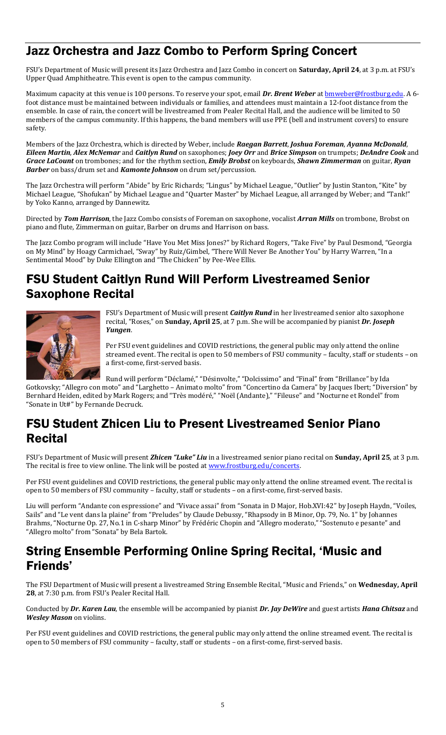## Jazz Orchestra and Jazz Combo to Perform Spring Concert

FSU's Department of Music will present its Jazz Orchestra and Jazz Combo in concert on **Saturday, April 24**, at 3 p.m. at FSU's Upper Quad Amphitheatre. This event is open to the campus community.

Maximum capacity at this venue is 100 persons. To reserve your spot, email ***Dr. Brent Weber*** at bmweber@frostburg.edu. A 6-foot distance must be maintained between individuals or families, and attendees must maintain a 12-foot distance from the ensemble. In case of rain, the concert will be livestreamed from Pealer Recital Hall, and the audience will be limited to 50 members of the campus community. If this happens, the band members will use PPE (bell and instrument covers) to ensure safety.

Members of the Jazz Orchestra, which is directed by Weber, include ***Raegan Barrett***, ***Joshua Foreman***, ***Ayanna McDonald***, ***Eileen Martin***, ***Alex McNemar*** and ***Caitlyn Rund*** on saxophones; ***Joey Orr*** and ***Brice Simpson*** on trumpets; ***DeAndre Cook*** and ***Grace LaCount*** on trombones; and for the rhythm section, ***Emily Brobst*** on keyboards, ***Shawn Zimmerman*** on guitar, ***Ryan Barber*** on bass/drum set and ***Kamonte Johnson*** on drum set/percussion.

The Jazz Orchestra will perform "Abide" by Eric Richards; "Lingus" by Michael League, "Outlier" by Justin Stanton, "Kite" by Michael League, "Shofukan" by Michael League and "Quarter Master" by Michael League, all arranged by Weber; and "Tank!" by Yoko Kanno, arranged by Dannewitz.

Directed by ***Tom Harrison***, the Jazz Combo consists of Foreman on saxophone, vocalist ***Arran Mills*** on trombone, Brobst on piano and flute, Zimmerman on guitar, Barber on drums and Harrison on bass.

The Jazz Combo program will include "Have You Met Miss Jones?" by Richard Rogers, "Take Five" by Paul Desmond, "Georgia on My Mind" by Hoagy Carmichael, "Sway" by Ruiz/Gimbel, "There Will Never Be Another You" by Harry Warren, "In a Sentimental Mood" by Duke Ellington and "The Chicken" by Pee-Wee Ellis.

## FSU Student Caitlyn Rund Will Perform Livestreamed Senior Saxophone Recital

FSU's Department of Music will present ***Caitlyn Rund*** in her livestreamed senior alto saxophone recital, "Roses," on **Sunday, April 25**, at 7 p.m. She will be accompanied by pianist ***Dr. Joseph Yungen***.

Per FSU event guidelines and COVID restrictions, the general public may only attend the online streamed event. The recital is open to 50 members of FSU community – faculty, staff or students – on a first-come, first-served basis.

Rund will perform "Déclamé," "Désinvolte," "Dolcissimo" and "Final" from "Brillance" by Ida Gotkovsky; "Allegro con moto" and "Larghetto – Animato molto" from "Concertino da Camera" by Jacques Ibert; "Diversion" by Bernhard Heiden, edited by Mark Rogers; and "Très modéré," "Noël (Andante)," "Fileuse" and "Nocturne et Rondel" from "Sonate in Ut#" by Fernande Decruck.

## FSU Student Zhicen Liu to Present Livestreamed Senior Piano Recital

FSU's Department of Music will present ***Zhicen "Luke" Liu*** in a livestreamed senior piano recital on **Sunday, April 25**, at 3 p.m. The recital is free to view online. The link will be posted at www.frostburg.edu/concerts.

Per FSU event guidelines and COVID restrictions, the general public may only attend the online streamed event. The recital is open to 50 members of FSU community – faculty, staff or students – on a first-come, first-served basis.

Liu will perform "Andante con espressione" and "Vivace assai" from "Sonata in D Major, Hob.XVI:42" by Joseph Haydn, "Voiles, Sails" and "Le vent dans la plaine" from "Preludes" by Claude Debussy, "Rhapsody in B Minor, Op. 79, No. 1" by Johannes Brahms, "Nocturne Op. 27, No.1 in C-sharp Minor" by Frédéric Chopin and "Allegro moderato," "Sostenuto e pesante" and "Allegro molto" from "Sonata" by Bela Bartok.

## String Ensemble Performing Online Spring Recital, 'Music and Friends'

The FSU Department of Music will present a livestreamed String Ensemble Recital, "Music and Friends," on **Wednesday, April 28**, at 7:30 p.m. from FSU's Pealer Recital Hall.

Conducted by ***Dr. Karen Lau***, the ensemble will be accompanied by pianist ***Dr. Jay DeWire*** and guest artists ***Hana Chitsaz*** and ***Wesley Mason*** on violins.

Per FSU event guidelines and COVID restrictions, the general public may only attend the online streamed event. The recital is open to 50 members of FSU community – faculty, staff or students – on a first-come, first-served basis.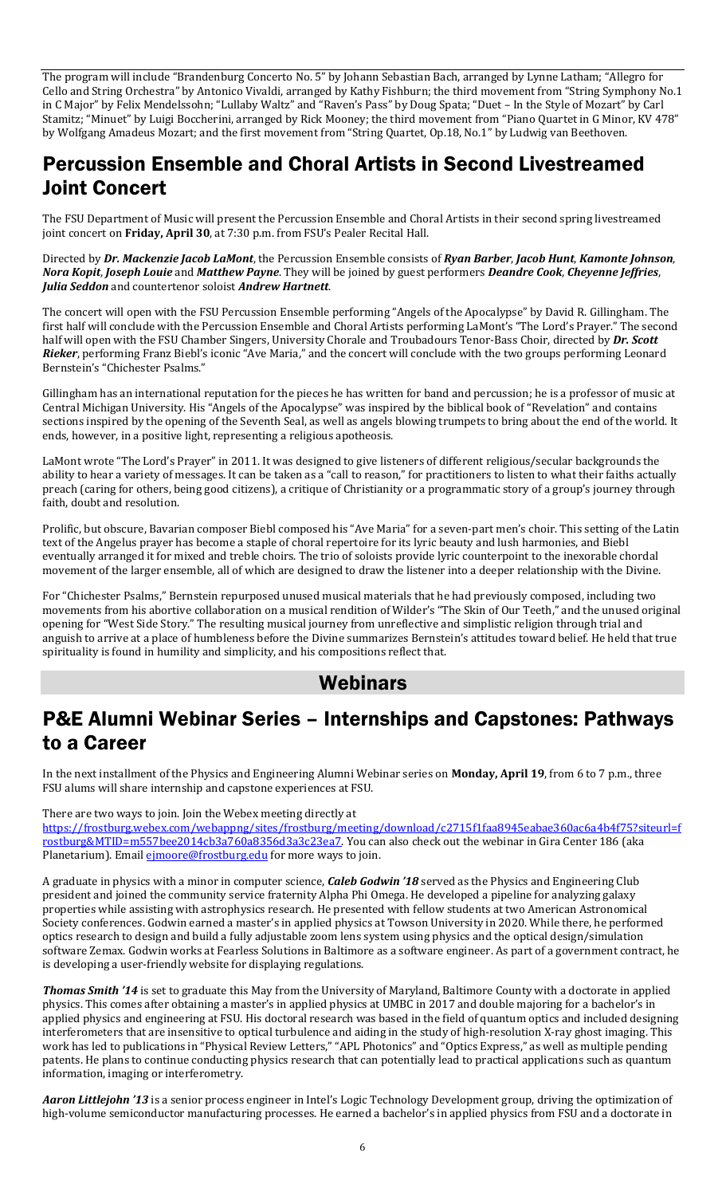The program will include "Brandenburg Concerto No. 5" by Johann Sebastian Bach, arranged by Lynne Latham; "Allegro for Cello and String Orchestra" by Antonico Vivaldi, arranged by Kathy Fishburn; the third movement from "String Symphony No.1 in C Major" by Felix Mendelssohn; "Lullaby Waltz" and "Raven's Pass" by Doug Spata; "Duet – In the Style of Mozart" by Carl Stamitz; "Minuet" by Luigi Boccherini, arranged by Rick Mooney; the third movement from "Piano Quartet in G Minor, KV 478" by Wolfgang Amadeus Mozart; and the first movement from "String Quartet, Op.18, No.1" by Ludwig van Beethoven.

## Percussion Ensemble and Choral Artists in Second Livestreamed Joint Concert

The FSU Department of Music will present the Percussion Ensemble and Choral Artists in their second spring livestreamed joint concert on **Friday, April 30**, at 7:30 p.m. from FSU's Pealer Recital Hall.

Directed by ***Dr. Mackenzie Jacob LaMont***, the Percussion Ensemble consists of ***Ryan Barber***, ***Jacob Hunt***, ***Kamonte Johnson***, ***Nora Kopit***, ***Joseph Louie*** and ***Matthew Payne***. They will be joined by guest performers ***Deandre Cook***, ***Cheyenne Jeffries***, ***Julia Seddon*** and countertenor soloist ***Andrew Hartnett***.

The concert will open with the FSU Percussion Ensemble performing "Angels of the Apocalypse" by David R. Gillingham. The first half will conclude with the Percussion Ensemble and Choral Artists performing LaMont's "The Lord's Prayer." The second half will open with the FSU Chamber Singers, University Chorale and Troubadours Tenor-Bass Choir, directed by ***Dr. Scott Rieker***, performing Franz Biebl's iconic "Ave Maria," and the concert will conclude with the two groups performing Leonard Bernstein's "Chichester Psalms."

Gillingham has an international reputation for the pieces he has written for band and percussion; he is a professor of music at Central Michigan University. His "Angels of the Apocalypse" was inspired by the biblical book of "Revelation" and contains sections inspired by the opening of the Seventh Seal, as well as angels blowing trumpets to bring about the end of the world. It ends, however, in a positive light, representing a religious apotheosis.

LaMont wrote "The Lord's Prayer" in 2011. It was designed to give listeners of different religious/secular backgrounds the ability to hear a variety of messages. It can be taken as a "call to reason," for practitioners to listen to what their faiths actually preach (caring for others, being good citizens), a critique of Christianity or a programmatic story of a group's journey through faith, doubt and resolution.

Prolific, but obscure, Bavarian composer Biebl composed his "Ave Maria" for a seven-part men's choir. This setting of the Latin text of the Angelus prayer has become a staple of choral repertoire for its lyric beauty and lush harmonies, and Biebl eventually arranged it for mixed and treble choirs. The trio of soloists provide lyric counterpoint to the inexorable chordal movement of the larger ensemble, all of which are designed to draw the listener into a deeper relationship with the Divine.

For "Chichester Psalms," Bernstein repurposed unused musical materials that he had previously composed, including two movements from his abortive collaboration on a musical rendition of Wilder's "The Skin of Our Teeth," and the unused original opening for "West Side Story." The resulting musical journey from unreflective and simplistic religion through trial and anguish to arrive at a place of humbleness before the Divine summarizes Bernstein's attitudes toward belief. He held that true spirituality is found in humility and simplicity, and his compositions reflect that.

# Webinars

## P&E Alumni Webinar Series – Internships and Capstones: Pathways to a Career

In the next installment of the Physics and Engineering Alumni Webinar series on **Monday, April 19**, from 6 to 7 p.m., three FSU alums will share internship and capstone experiences at FSU.

There are two ways to join. Join the Webex meeting directly at https://frostburg.webex.com/webappng/sites/frostburg/meeting/download/c2715f1faa8945eabae360ac6a4b4f75?siteurl=frostburg&MTID=m557bee2014cb3a760a8356d3a3c23ea7. You can also check out the webinar in Gira Center 186 (aka Planetarium). Email ejmoore@frostburg.edu for more ways to join.

A graduate in physics with a minor in computer science, ***Caleb Godwin '18*** served as the Physics and Engineering Club president and joined the community service fraternity Alpha Phi Omega. He developed a pipeline for analyzing galaxy properties while assisting with astrophysics research. He presented with fellow students at two American Astronomical Society conferences. Godwin earned a master's in applied physics at Towson University in 2020. While there, he performed optics research to design and build a fully adjustable zoom lens system using physics and the optical design/simulation software Zemax. Godwin works at Fearless Solutions in Baltimore as a software engineer. As part of a government contract, he is developing a user-friendly website for displaying regulations.

***Thomas Smith '14*** is set to graduate this May from the University of Maryland, Baltimore County with a doctorate in applied physics. This comes after obtaining a master's in applied physics at UMBC in 2017 and double majoring for a bachelor's in applied physics and engineering at FSU. His doctoral research was based in the field of quantum optics and included designing interferometers that are insensitive to optical turbulence and aiding in the study of high-resolution X-ray ghost imaging. This work has led to publications in "Physical Review Letters," "APL Photonics" and "Optics Express," as well as multiple pending patents. He plans to continue conducting physics research that can potentially lead to practical applications such as quantum information, imaging or interferometry.

***Aaron Littlejohn '13*** is a senior process engineer in Intel's Logic Technology Development group, driving the optimization of high-volume semiconductor manufacturing processes. He earned a bachelor's in applied physics from FSU and a doctorate in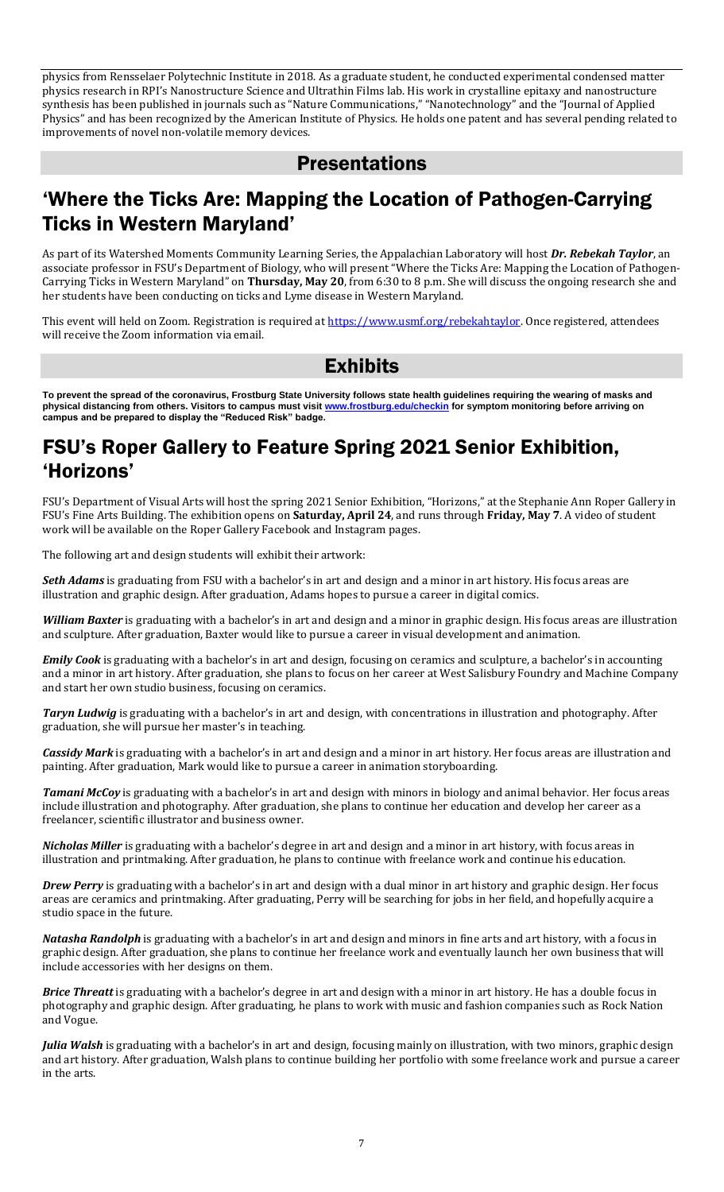physics from Rensselaer Polytechnic Institute in 2018. As a graduate student, he conducted experimental condensed matter physics research in RPI's Nanostructure Science and Ultrathin Films lab. His work in crystalline epitaxy and nanostructure synthesis has been published in journals such as "Nature Communications," "Nanotechnology" and the "Journal of Applied Physics" and has been recognized by the American Institute of Physics. He holds one patent and has several pending related to improvements of novel non-volatile memory devices.

## Presentations

## 'Where the Ticks Are: Mapping the Location of Pathogen-Carrying Ticks in Western Maryland'

As part of its Watershed Moments Community Learning Series, the Appalachian Laboratory will host ***Dr. Rebekah Taylor***, an associate professor in FSU's Department of Biology, who will present "Where the Ticks Are: Mapping the Location of Pathogen-Carrying Ticks in Western Maryland" on **Thursday, May 20**, from 6:30 to 8 p.m. She will discuss the ongoing research she and her students have been conducting on ticks and Lyme disease in Western Maryland.

This event will held on Zoom. Registration is required at https://www.usmf.org/rebekahtaylor. Once registered, attendees will receive the Zoom information via email.

## Exhibits

**To prevent the spread of the coronavirus, Frostburg State University follows state health guidelines requiring the wearing of masks and physical distancing from others. Visitors to campus must visit www.frostburg.edu/checkin for symptom monitoring before arriving on campus and be prepared to display the "Reduced Risk" badge.**

## FSU's Roper Gallery to Feature Spring 2021 Senior Exhibition, 'Horizons'

FSU's Department of Visual Arts will host the spring 2021 Senior Exhibition, "Horizons," at the Stephanie Ann Roper Gallery in FSU's Fine Arts Building. The exhibition opens on **Saturday, April 24**, and runs through **Friday, May 7**. A video of student work will be available on the Roper Gallery Facebook and Instagram pages.

The following art and design students will exhibit their artwork:

***Seth Adams*** is graduating from FSU with a bachelor's in art and design and a minor in art history. His focus areas are illustration and graphic design. After graduation, Adams hopes to pursue a career in digital comics.

***William Baxter*** is graduating with a bachelor's in art and design and a minor in graphic design. His focus areas are illustration and sculpture. After graduation, Baxter would like to pursue a career in visual development and animation.

***Emily Cook*** is graduating with a bachelor's in art and design, focusing on ceramics and sculpture, a bachelor's in accounting and a minor in art history. After graduation, she plans to focus on her career at West Salisbury Foundry and Machine Company and start her own studio business, focusing on ceramics.

***Taryn Ludwig*** is graduating with a bachelor's in art and design, with concentrations in illustration and photography. After graduation, she will pursue her master's in teaching.

***Cassidy Mark*** is graduating with a bachelor's in art and design and a minor in art history. Her focus areas are illustration and painting. After graduation, Mark would like to pursue a career in animation storyboarding.

***Tamani McCoy*** is graduating with a bachelor's in art and design with minors in biology and animal behavior. Her focus areas include illustration and photography. After graduation, she plans to continue her education and develop her career as a freelancer, scientific illustrator and business owner.

***Nicholas Miller*** is graduating with a bachelor's degree in art and design and a minor in art history, with focus areas in illustration and printmaking. After graduation, he plans to continue with freelance work and continue his education.

***Drew Perry*** is graduating with a bachelor's in art and design with a dual minor in art history and graphic design. Her focus areas are ceramics and printmaking. After graduating, Perry will be searching for jobs in her field, and hopefully acquire a studio space in the future.

***Natasha Randolph*** is graduating with a bachelor's in art and design and minors in fine arts and art history, with a focus in graphic design. After graduation, she plans to continue her freelance work and eventually launch her own business that will include accessories with her designs on them.

***Brice Threatt*** is graduating with a bachelor's degree in art and design with a minor in art history. He has a double focus in photography and graphic design. After graduating, he plans to work with music and fashion companies such as Rock Nation and Vogue.

***Julia Walsh*** is graduating with a bachelor's in art and design, focusing mainly on illustration, with two minors, graphic design and art history. After graduation, Walsh plans to continue building her portfolio with some freelance work and pursue a career in the arts.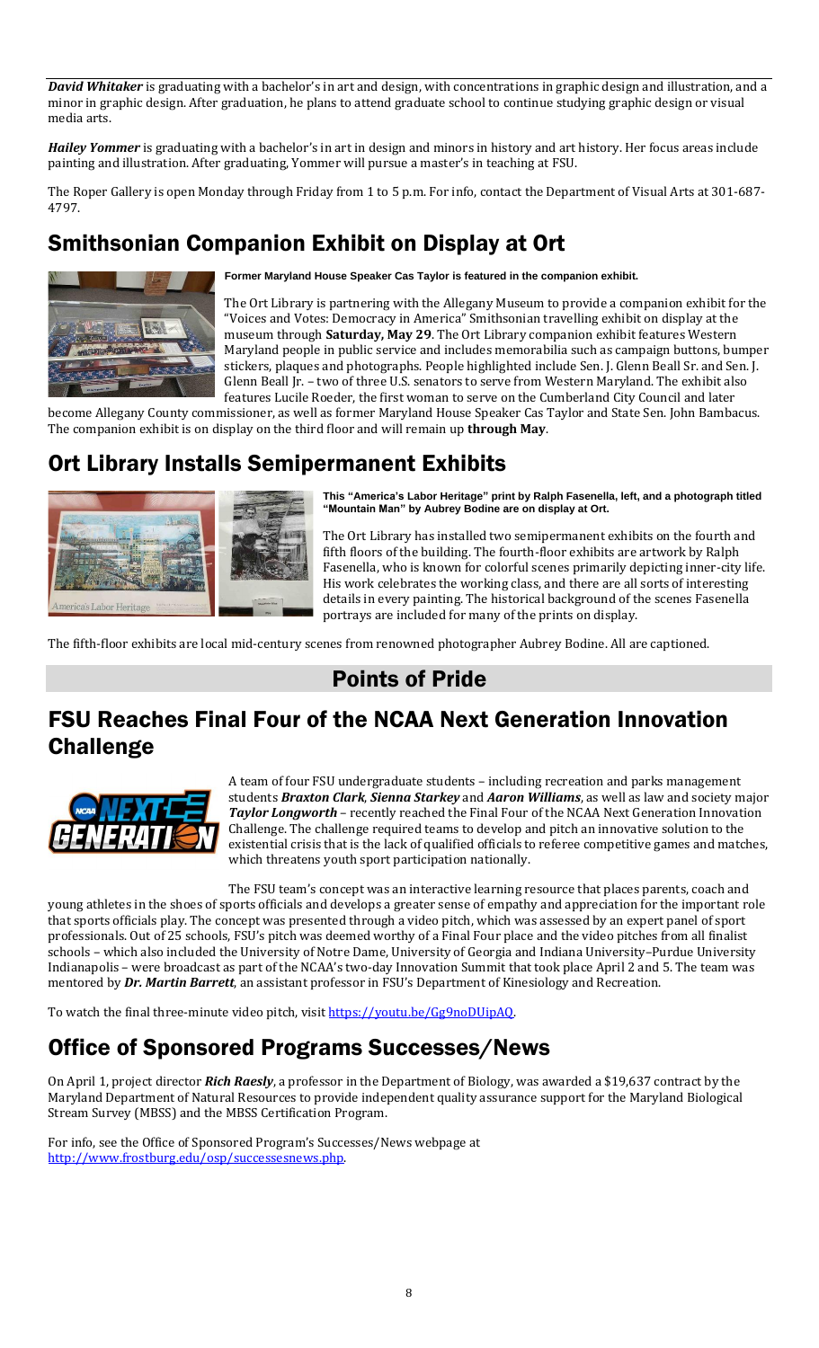***David Whitaker*** is graduating with a bachelor's in art and design, with concentrations in graphic design and illustration, and a minor in graphic design. After graduation, he plans to attend graduate school to continue studying graphic design or visual media arts.

***Hailey Yommer*** is graduating with a bachelor's in art in design and minors in history and art history. Her focus areas include painting and illustration. After graduating, Yommer will pursue a master's in teaching at FSU.

The Roper Gallery is open Monday through Friday from 1 to 5 p.m. For info, contact the Department of Visual Arts at 301-687-4797.

## Smithsonian Companion Exhibit on Display at Ort

**Former Maryland House Speaker Cas Taylor is featured in the companion exhibit.**

The Ort Library is partnering with the Allegany Museum to provide a companion exhibit for the "Voices and Votes: Democracy in America" Smithsonian travelling exhibit on display at the museum through **Saturday, May 29**. The Ort Library companion exhibit features Western Maryland people in public service and includes memorabilia such as campaign buttons, bumper stickers, plaques and photographs. People highlighted include Sen. J. Glenn Beall Sr. and Sen. J. Glenn Beall Jr. – two of three U.S. senators to serve from Western Maryland. The exhibit also features Lucile Roeder, the first woman to serve on the Cumberland City Council and later become Allegany County commissioner, as well as former Maryland House Speaker Cas Taylor and State Sen. John Bambacus. The companion exhibit is on display on the third floor and will remain up **through May**.

## Ort Library Installs Semipermanent Exhibits

**This "America's Labor Heritage" print by Ralph Fasenella, left, and a photograph titled "Mountain Man" by Aubrey Bodine are on display at Ort.**

The Ort Library has installed two semipermanent exhibits on the fourth and fifth floors of the building. The fourth-floor exhibits are artwork by Ralph Fasenella, who is known for colorful scenes primarily depicting inner-city life. His work celebrates the working class, and there are all sorts of interesting details in every painting. The historical background of the scenes Fasenella portrays are included for many of the prints on display.

The fifth-floor exhibits are local mid-century scenes from renowned photographer Aubrey Bodine. All are captioned.

# Points of Pride

## FSU Reaches Final Four of the NCAA Next Generation Innovation Challenge

A team of four FSU undergraduate students – including recreation and parks management students ***Braxton Clark***, ***Sienna Starkey*** and ***Aaron Williams***, as well as law and society major ***Taylor Longworth*** – recently reached the Final Four of the NCAA Next Generation Innovation Challenge. The challenge required teams to develop and pitch an innovative solution to the existential crisis that is the lack of qualified officials to referee competitive games and matches, which threatens youth sport participation nationally.

The FSU team's concept was an interactive learning resource that places parents, coach and young athletes in the shoes of sports officials and develops a greater sense of empathy and appreciation for the important role that sports officials play. The concept was presented through a video pitch, which was assessed by an expert panel of sport professionals. Out of 25 schools, FSU's pitch was deemed worthy of a Final Four place and the video pitches from all finalist schools – which also included the University of Notre Dame, University of Georgia and Indiana University–Purdue University Indianapolis – were broadcast as part of the NCAA's two-day Innovation Summit that took place April 2 and 5. The team was mentored by ***Dr. Martin Barrett***, an assistant professor in FSU's Department of Kinesiology and Recreation.

To watch the final three-minute video pitch, visit https://youtu.be/Gg9noDUipAQ.

## Office of Sponsored Programs Successes/News

On April 1, project director ***Rich Raesly***, a professor in the Department of Biology, was awarded a $19,637 contract by the Maryland Department of Natural Resources to provide independent quality assurance support for the Maryland Biological Stream Survey (MBSS) and the MBSS Certification Program.

For info, see the Office of Sponsored Program's Successes/News webpage at http://www.frostburg.edu/osp/successesnews.php.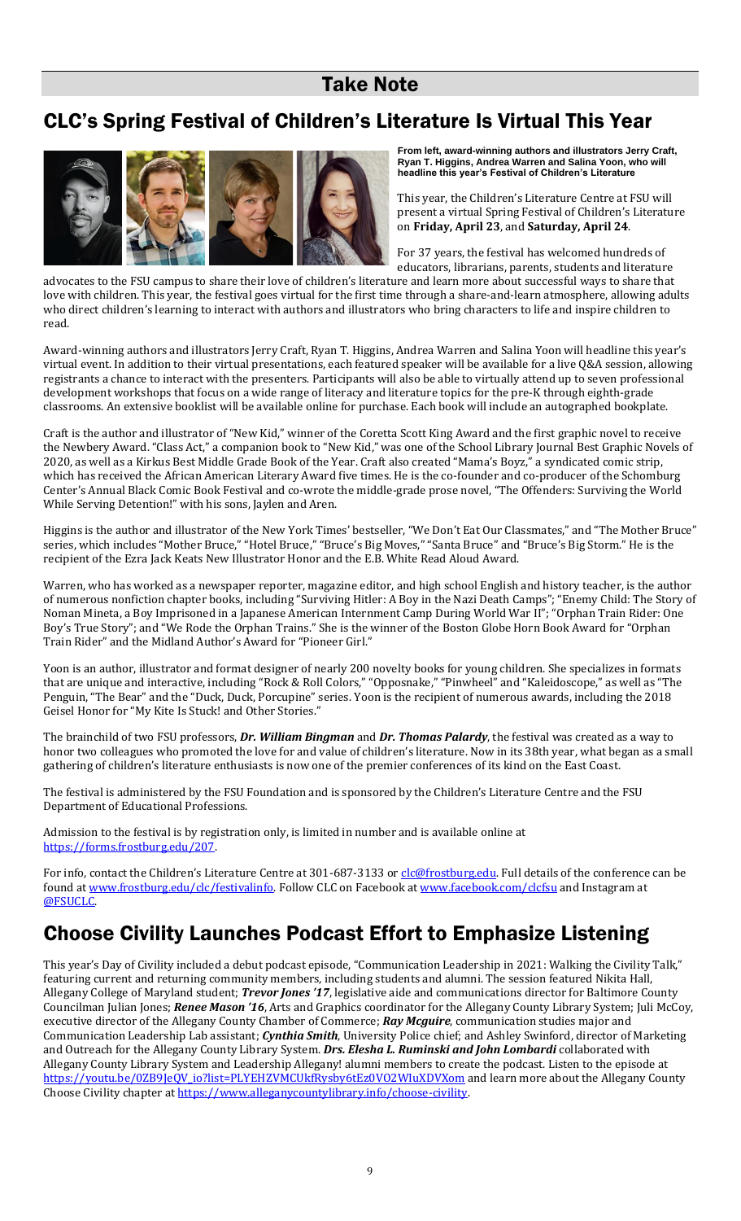# Take Note

## CLC's Spring Festival of Children's Literature Is Virtual This Year

**From left, award-winning authors and illustrators Jerry Craft, Ryan T. Higgins, Andrea Warren and Salina Yoon, who will headline this year's Festival of Children's Literature**

This year, the Children's Literature Centre at FSU will present a virtual Spring Festival of Children's Literature on **Friday, April 23**, and **Saturday, April 24**.

For 37 years, the festival has welcomed hundreds of educators, librarians, parents, students and literature advocates to the FSU campus to share their love of children's literature and learn more about successful ways to share that love with children. This year, the festival goes virtual for the first time through a share-and-learn atmosphere, allowing adults who direct children's learning to interact with authors and illustrators who bring characters to life and inspire children to read.

Award-winning authors and illustrators Jerry Craft, Ryan T. Higgins, Andrea Warren and Salina Yoon will headline this year's virtual event. In addition to their virtual presentations, each featured speaker will be available for a live Q&A session, allowing registrants a chance to interact with the presenters. Participants will also be able to virtually attend up to seven professional development workshops that focus on a wide range of literacy and literature topics for the pre-K through eighth-grade classrooms. An extensive booklist will be available online for purchase. Each book will include an autographed bookplate.

Craft is the author and illustrator of "New Kid," winner of the Coretta Scott King Award and the first graphic novel to receive the Newbery Award. "Class Act," a companion book to "New Kid," was one of the School Library Journal Best Graphic Novels of 2020, as well as a Kirkus Best Middle Grade Book of the Year. Craft also created "Mama's Boyz," a syndicated comic strip, which has received the African American Literary Award five times. He is the co-founder and co-producer of the Schomburg Center's Annual Black Comic Book Festival and co-wrote the middle-grade prose novel, "The Offenders: Surviving the World While Serving Detention!" with his sons, Jaylen and Aren.

Higgins is the author and illustrator of the New York Times' bestseller, "We Don't Eat Our Classmates," and "The Mother Bruce" series, which includes "Mother Bruce," "Hotel Bruce," "Bruce's Big Moves," "Santa Bruce" and "Bruce's Big Storm." He is the recipient of the Ezra Jack Keats New Illustrator Honor and the E.B. White Read Aloud Award.

Warren, who has worked as a newspaper reporter, magazine editor, and high school English and history teacher, is the author of numerous nonfiction chapter books, including "Surviving Hitler: A Boy in the Nazi Death Camps"; "Enemy Child: The Story of Noman Mineta, a Boy Imprisoned in a Japanese American Internment Camp During World War II"; "Orphan Train Rider: One Boy's True Story"; and "We Rode the Orphan Trains." She is the winner of the Boston Globe Horn Book Award for "Orphan Train Rider" and the Midland Author's Award for "Pioneer Girl."

Yoon is an author, illustrator and format designer of nearly 200 novelty books for young children. She specializes in formats that are unique and interactive, including "Rock & Roll Colors," "Opposnake," "Pinwheel" and "Kaleidoscope," as well as "The Penguin, "The Bear" and the "Duck, Duck, Porcupine" series. Yoon is the recipient of numerous awards, including the 2018 Geisel Honor for "My Kite Is Stuck! and Other Stories."

The brainchild of two FSU professors, ***Dr. William Bingman*** and ***Dr. Thomas Palardy***, the festival was created as a way to honor two colleagues who promoted the love for and value of children's literature. Now in its 38th year, what began as a small gathering of children's literature enthusiasts is now one of the premier conferences of its kind on the East Coast.

The festival is administered by the FSU Foundation and is sponsored by the Children's Literature Centre and the FSU Department of Educational Professions.

Admission to the festival is by registration only, is limited in number and is available online at https://forms.frostburg.edu/207.

For info, contact the Children's Literature Centre at 301-687-3133 or clc@frostburg.edu. Full details of the conference can be found at www.frostburg.edu/clc/festivalinfo. Follow CLC on Facebook at www.facebook.com/clcfsu and Instagram at @FSUCLC.

## Choose Civility Launches Podcast Effort to Emphasize Listening

This year's Day of Civility included a debut podcast episode, "Communication Leadership in 2021: Walking the Civility Talk," featuring current and returning community members, including students and alumni. The session featured Nikita Hall, Allegany College of Maryland student; ***Trevor Jones '17***, legislative aide and communications director for Baltimore County Councilman Julian Jones; ***Renee Mason '16***, Arts and Graphics coordinator for the Allegany County Library System; Juli McCoy, executive director of the Allegany County Chamber of Commerce; ***Ray Mcguire***, communication studies major and Communication Leadership Lab assistant; ***Cynthia Smith***, University Police chief; and Ashley Swinford, director of Marketing and Outreach for the Allegany County Library System. ***Drs. Elesha L. Ruminski and John Lombardi*** collaborated with Allegany County Library System and Leadership Allegany! alumni members to create the podcast. Listen to the episode at https://youtu.be/0ZB9JeQV_io?list=PLYEHZVMCUkfRysby6tEz0VO2WIuXDVXom and learn more about the Allegany County Choose Civility chapter at https://www.alleganycountylibrary.info/choose-civility.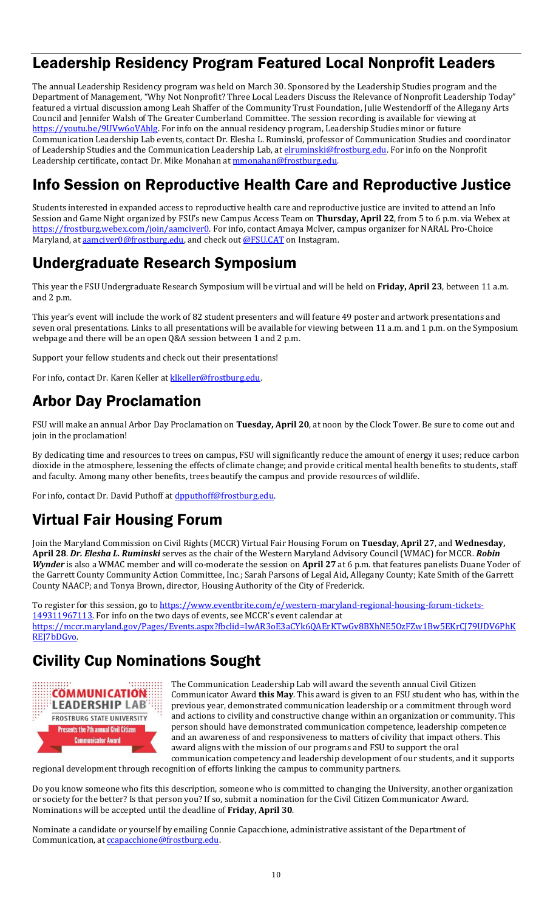## Leadership Residency Program Featured Local Nonprofit Leaders

The annual Leadership Residency program was held on March 30. Sponsored by the Leadership Studies program and the Department of Management, "Why Not Nonprofit? Three Local Leaders Discuss the Relevance of Nonprofit Leadership Today" featured a virtual discussion among Leah Shaffer of the Community Trust Foundation, Julie Westendorff of the Allegany Arts Council and Jennifer Walsh of The Greater Cumberland Committee. The session recording is available for viewing at https://youtu.be/9UVw6oVAhlg. For info on the annual residency program, Leadership Studies minor or future Communication Leadership Lab events, contact Dr. Elesha L. Ruminski, professor of Communication Studies and coordinator of Leadership Studies and the Communication Leadership Lab, at elruminski@frostburg.edu. For info on the Nonprofit Leadership certificate, contact Dr. Mike Monahan at mmonahan@frostburg.edu.

## Info Session on Reproductive Health Care and Reproductive Justice

Students interested in expanded access to reproductive health care and reproductive justice are invited to attend an Info Session and Game Night organized by FSU's new Campus Access Team on **Thursday, April 22**, from 5 to 6 p.m. via Webex at https://frostburg.webex.com/join/aamciver0. For info, contact Amaya McIver, campus organizer for NARAL Pro-Choice Maryland, at aamciver0@frostburg.edu, and check out @FSU.CAT on Instagram.

## Undergraduate Research Symposium

This year the FSU Undergraduate Research Symposium will be virtual and will be held on **Friday, April 23**, between 11 a.m. and 2 p.m.

This year's event will include the work of 82 student presenters and will feature 49 poster and artwork presentations and seven oral presentations. Links to all presentations will be available for viewing between 11 a.m. and 1 p.m. on the Symposium webpage and there will be an open Q&A session between 1 and 2 p.m.

Support your fellow students and check out their presentations!

For info, contact Dr. Karen Keller at klkeller@frostburg.edu.

## Arbor Day Proclamation

FSU will make an annual Arbor Day Proclamation on **Tuesday, April 20**, at noon by the Clock Tower. Be sure to come out and join in the proclamation!

By dedicating time and resources to trees on campus, FSU will significantly reduce the amount of energy it uses; reduce carbon dioxide in the atmosphere, lessening the effects of climate change; and provide critical mental health benefits to students, staff and faculty. Among many other benefits, trees beautify the campus and provide resources of wildlife.

For info, contact Dr. David Puthoff at dpputhoff@frostburg.edu.

## Virtual Fair Housing Forum

Join the Maryland Commission on Civil Rights (MCCR) Virtual Fair Housing Forum on **Tuesday, April 27**, and **Wednesday, April 28**. ***Dr. Elesha L. Ruminski*** serves as the chair of the Western Maryland Advisory Council (WMAC) for MCCR. ***Robin Wynder*** is also a WMAC member and will co-moderate the session on **April 27** at 6 p.m. that features panelists Duane Yoder of the Garrett County Community Action Committee, Inc.; Sarah Parsons of Legal Aid, Allegany County; Kate Smith of the Garrett County NAACP; and Tonya Brown, director, Housing Authority of the City of Frederick.

To register for this session, go to https://www.eventbrite.com/e/western-maryland-regional-housing-forum-tickets-149311967113. For info on the two days of events, see MCCR's event calendar at https://mccr.maryland.gov/Pages/Events.aspx?fbclid=IwAR3oE3aCYk6QAErKTwGv8BXhNE5OzFZw1Bw5EKrCJ79UDV6PhKREJ7bDGvo.

## Civility Cup Nominations Sought

The Communication Leadership Lab will award the seventh annual Civil Citizen Communicator Award **this May**. This award is given to an FSU student who has, within the previous year, demonstrated communication leadership or a commitment through word and actions to civility and constructive change within an organization or community. This person should have demonstrated communication competence, leadership competence and an awareness of and responsiveness to matters of civility that impact others. This award aligns with the mission of our programs and FSU to support the oral communication competency and leadership development of our students, and it supports regional development through recognition of efforts linking the campus to community partners.

Do you know someone who fits this description, someone who is committed to changing the University, another organization or society for the better? Is that person you? If so, submit a nomination for the Civil Citizen Communicator Award. Nominations will be accepted until the deadline of **Friday, April 30**.

Nominate a candidate or yourself by emailing Connie Capacchione, administrative assistant of the Department of Communication, at ccapacchione@frostburg.edu.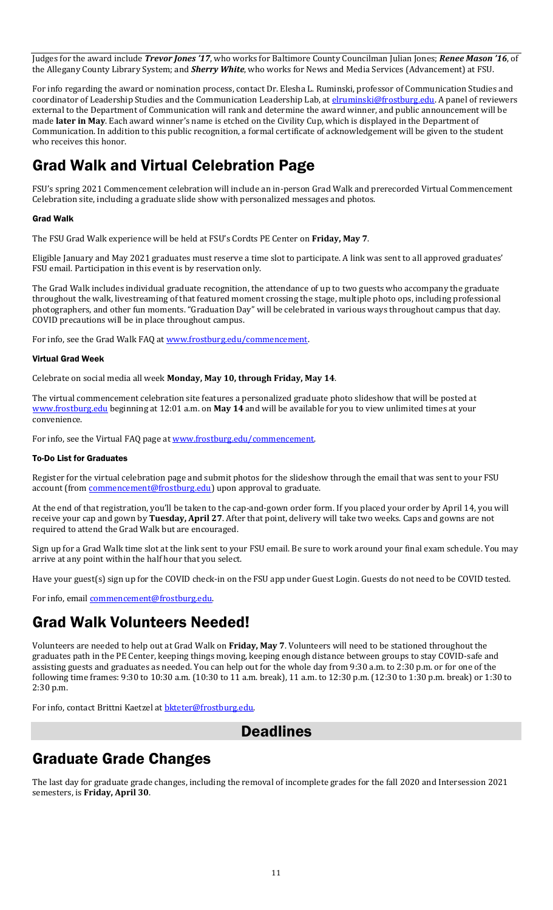Judges for the award include ***Trevor Jones '17***, who works for Baltimore County Councilman Julian Jones; ***Renee Mason '16***, of the Allegany County Library System; and ***Sherry White***, who works for News and Media Services (Advancement) at FSU.

For info regarding the award or nomination process, contact Dr. Elesha L. Ruminski, professor of Communication Studies and coordinator of Leadership Studies and the Communication Leadership Lab, at elruminski@frostburg.edu. A panel of reviewers external to the Department of Communication will rank and determine the award winner, and public announcement will be made **later in May**. Each award winner's name is etched on the Civility Cup, which is displayed in the Department of Communication. In addition to this public recognition, a formal certificate of acknowledgement will be given to the student who receives this honor.

# Grad Walk and Virtual Celebration Page

FSU's spring 2021 Commencement celebration will include an in-person Grad Walk and prerecorded Virtual Commencement Celebration site, including a graduate slide show with personalized messages and photos.

### Grad Walk

The FSU Grad Walk experience will be held at FSU's Cordts PE Center on **Friday, May 7**.

Eligible January and May 2021 graduates must reserve a time slot to participate. A link was sent to all approved graduates' FSU email. Participation in this event is by reservation only.

The Grad Walk includes individual graduate recognition, the attendance of up to two guests who accompany the graduate throughout the walk, livestreaming of that featured moment crossing the stage, multiple photo ops, including professional photographers, and other fun moments. "Graduation Day" will be celebrated in various ways throughout campus that day. COVID precautions will be in place throughout campus.

For info, see the Grad Walk FAQ at www.frostburg.edu/commencement.

### Virtual Grad Week

Celebrate on social media all week **Monday, May 10, through Friday, May 14**.

The virtual commencement celebration site features a personalized graduate photo slideshow that will be posted at www.frostburg.edu beginning at 12:01 a.m. on **May 14** and will be available for you to view unlimited times at your convenience.

For info, see the Virtual FAQ page at www.frostburg.edu/commencement.

### To-Do List for Graduates

Register for the virtual celebration page and submit photos for the slideshow through the email that was sent to your FSU account (from commencement@frostburg.edu) upon approval to graduate.

At the end of that registration, you'll be taken to the cap-and-gown order form. If you placed your order by April 14, you will receive your cap and gown by **Tuesday, April 27**. After that point, delivery will take two weeks. Caps and gowns are not required to attend the Grad Walk but are encouraged.

Sign up for a Grad Walk time slot at the link sent to your FSU email. Be sure to work around your final exam schedule. You may arrive at any point within the half hour that you select.

Have your guest(s) sign up for the COVID check-in on the FSU app under Guest Login. Guests do not need to be COVID tested.

For info, email commencement@frostburg.edu.

# Grad Walk Volunteers Needed!

Volunteers are needed to help out at Grad Walk on **Friday, May 7**. Volunteers will need to be stationed throughout the graduates path in the PE Center, keeping things moving, keeping enough distance between groups to stay COVID-safe and assisting guests and graduates as needed. You can help out for the whole day from 9:30 a.m. to 2:30 p.m. or for one of the following time frames: 9:30 to 10:30 a.m. (10:30 to 11 a.m. break), 11 a.m. to 12:30 p.m. (12:30 to 1:30 p.m. break) or 1:30 to 2:30 p.m.

For info, contact Brittni Kaetzel at bkteter@frostburg.edu.

# Deadlines

# Graduate Grade Changes

The last day for graduate grade changes, including the removal of incomplete grades for the fall 2020 and Intersession 2021 semesters, is **Friday, April 30**.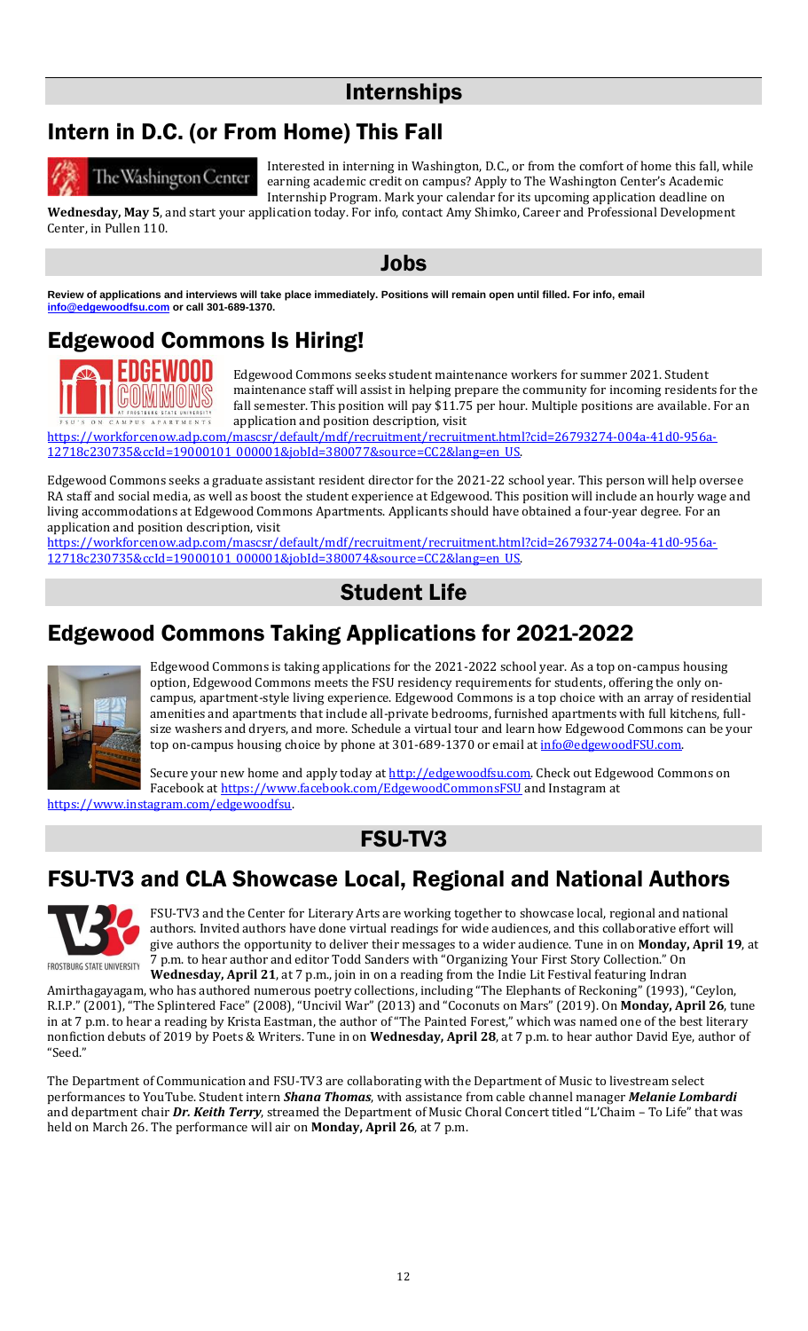# Internships

## Intern in D.C. (or From Home) This Fall

Interested in interning in Washington, D.C., or from the comfort of home this fall, while earning academic credit on campus? Apply to The Washington Center's Academic Internship Program. Mark your calendar for its upcoming application deadline on **Wednesday, May 5**, and start your application today. For info, contact Amy Shimko, Career and Professional Development Center, in Pullen 110.

# Jobs

**Review of applications and interviews will take place immediately. Positions will remain open until filled. For info, email info@edgewoodfsu.com or call 301-689-1370.**

## Edgewood Commons Is Hiring!

Edgewood Commons seeks student maintenance workers for summer 2021. Student maintenance staff will assist in helping prepare the community for incoming residents for the fall semester. This position will pay $11.75 per hour. Multiple positions are available. For an application and position description, visit https://workforcenow.adp.com/mascsr/default/mdf/recruitment/recruitment.html?cid=26793274-004a-41d0-956a-12718c230735&ccId=19000101_000001&jobId=380077&source=CC2&lang=en_US.

Edgewood Commons seeks a graduate assistant resident director for the 2021-22 school year. This person will help oversee RA staff and social media, as well as boost the student experience at Edgewood. This position will include an hourly wage and living accommodations at Edgewood Commons Apartments. Applicants should have obtained a four-year degree. For an application and position description, visit https://workforcenow.adp.com/mascsr/default/mdf/recruitment/recruitment.html?cid=26793274-004a-41d0-956a-12718c230735&ccId=19000101_000001&jobId=380074&source=CC2&lang=en_US.

# Student Life

## Edgewood Commons Taking Applications for 2021-2022

Edgewood Commons is taking applications for the 2021-2022 school year. As a top on-campus housing option, Edgewood Commons meets the FSU residency requirements for students, offering the only on-campus, apartment-style living experience. Edgewood Commons is a top choice with an array of residential amenities and apartments that include all-private bedrooms, furnished apartments with full kitchens, full-size washers and dryers, and more. Schedule a virtual tour and learn how Edgewood Commons can be your top on-campus housing choice by phone at 301-689-1370 or email at info@edgewoodFSU.com.

Secure your new home and apply today at http://edgewoodfsu.com. Check out Edgewood Commons on Facebook at https://www.facebook.com/EdgewoodCommonsFSU and Instagram at https://www.instagram.com/edgewoodfsu.

# FSU-TV3

## FSU-TV3 and CLA Showcase Local, Regional and National Authors

FSU-TV3 and the Center for Literary Arts are working together to showcase local, regional and national authors. Invited authors have done virtual readings for wide audiences, and this collaborative effort will give authors the opportunity to deliver their messages to a wider audience. Tune in on **Monday, April 19**, at 7 p.m. to hear author and editor Todd Sanders with "Organizing Your First Story Collection." On **Wednesday, April 21**, at 7 p.m., join in on a reading from the Indie Lit Festival featuring Indran Amirthagayagam, who has authored numerous poetry collections, including "The Elephants of Reckoning" (1993), "Ceylon, R.I.P." (2001), "The Splintered Face" (2008), "Uncivil War" (2013) and "Coconuts on Mars" (2019). On **Monday, April 26**, tune in at 7 p.m. to hear a reading by Krista Eastman, the author of "The Painted Forest," which was named one of the best literary nonfiction debuts of 2019 by Poets & Writers. Tune in on **Wednesday, April 28**, at 7 p.m. to hear author David Eye, author of "Seed."

The Department of Communication and FSU-TV3 are collaborating with the Department of Music to livestream select performances to YouTube. Student intern ***Shana Thomas***, with assistance from cable channel manager ***Melanie Lombardi*** and department chair ***Dr. Keith Terry***, streamed the Department of Music Choral Concert titled "L'Chaim – To Life" that was held on March 26. The performance will air on **Monday, April 26**, at 7 p.m.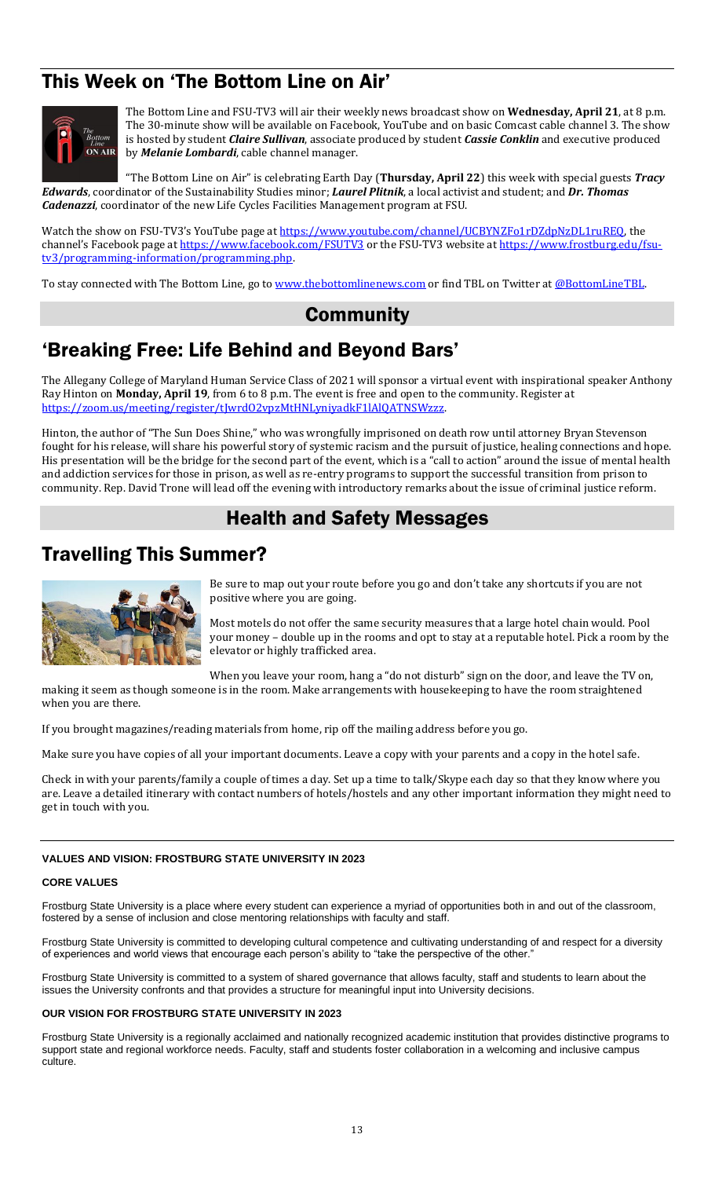## This Week on 'The Bottom Line on Air'

The Bottom Line and FSU-TV3 will air their weekly news broadcast show on **Wednesday, April 21**, at 8 p.m. The 30-minute show will be available on Facebook, YouTube and on basic Comcast cable channel 3. The show is hosted by student ***Claire Sullivan***, associate produced by student ***Cassie Conklin*** and executive produced by ***Melanie Lombardi***, cable channel manager.

"The Bottom Line on Air" is celebrating Earth Day (**Thursday, April 22**) this week with special guests ***Tracy Edwards***, coordinator of the Sustainability Studies minor; ***Laurel Plitnik***, a local activist and student; and ***Dr. Thomas Cadenazzi***, coordinator of the new Life Cycles Facilities Management program at FSU.

Watch the show on FSU-TV3's YouTube page at https://www.youtube.com/channel/UCBYNZFo1rDZdpNzDL1ruREQ, the channel's Facebook page at https://www.facebook.com/FSUTV3 or the FSU-TV3 website at https://www.frostburg.edu/fsu-tv3/programming-information/programming.php.

To stay connected with The Bottom Line, go to www.thebottomlinenews.com or find TBL on Twitter at @BottomLineTBL.

# Community

## 'Breaking Free: Life Behind and Beyond Bars'

The Allegany College of Maryland Human Service Class of 2021 will sponsor a virtual event with inspirational speaker Anthony Ray Hinton on **Monday, April 19**, from 6 to 8 p.m. The event is free and open to the community. Register at https://zoom.us/meeting/register/tJwrdO2vpzMtHNLyniyadkF1lAlQATNSWzzz.

Hinton, the author of "The Sun Does Shine," who was wrongfully imprisoned on death row until attorney Bryan Stevenson fought for his release, will share his powerful story of systemic racism and the pursuit of justice, healing connections and hope. His presentation will be the bridge for the second part of the event, which is a "call to action" around the issue of mental health and addiction services for those in prison, as well as re-entry programs to support the successful transition from prison to community. Rep. David Trone will lead off the evening with introductory remarks about the issue of criminal justice reform.

# Health and Safety Messages

## Travelling This Summer?

Be sure to map out your route before you go and don't take any shortcuts if you are not positive where you are going.

Most motels do not offer the same security measures that a large hotel chain would. Pool your money – double up in the rooms and opt to stay at a reputable hotel. Pick a room by the elevator or highly trafficked area.

When you leave your room, hang a "do not disturb" sign on the door, and leave the TV on, making it seem as though someone is in the room. Make arrangements with housekeeping to have the room straightened when you are there.

If you brought magazines/reading materials from home, rip off the mailing address before you go.

Make sure you have copies of all your important documents. Leave a copy with your parents and a copy in the hotel safe.

Check in with your parents/family a couple of times a day. Set up a time to talk/Skype each day so that they know where you are. Leave a detailed itinerary with contact numbers of hotels/hostels and any other important information they might need to get in touch with you.

---

**VALUES AND VISION: FROSTBURG STATE UNIVERSITY IN 2023**

**CORE VALUES**

Frostburg State University is a place where every student can experience a myriad of opportunities both in and out of the classroom, fostered by a sense of inclusion and close mentoring relationships with faculty and staff.

Frostburg State University is committed to developing cultural competence and cultivating understanding of and respect for a diversity of experiences and world views that encourage each person's ability to "take the perspective of the other."

Frostburg State University is committed to a system of shared governance that allows faculty, staff and students to learn about the issues the University confronts and that provides a structure for meaningful input into University decisions.

**OUR VISION FOR FROSTBURG STATE UNIVERSITY IN 2023**

Frostburg State University is a regionally acclaimed and nationally recognized academic institution that provides distinctive programs to support state and regional workforce needs. Faculty, staff and students foster collaboration in a welcoming and inclusive campus culture.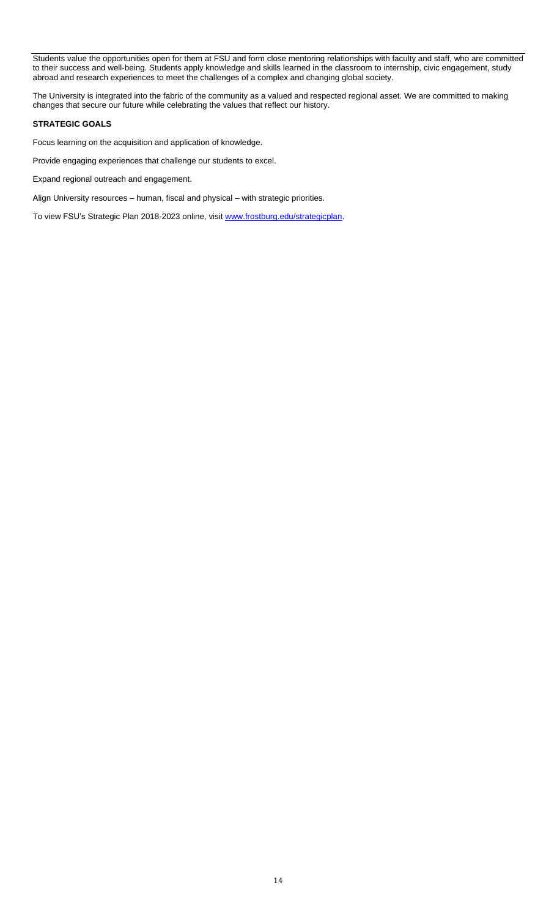Students value the opportunities open for them at FSU and form close mentoring relationships with faculty and staff, who are committed to their success and well-being. Students apply knowledge and skills learned in the classroom to internship, civic engagement, study abroad and research experiences to meet the challenges of a complex and changing global society.

The University is integrated into the fabric of the community as a valued and respected regional asset. We are committed to making changes that secure our future while celebrating the values that reflect our history.

**STRATEGIC GOALS**

Focus learning on the acquisition and application of knowledge.

Provide engaging experiences that challenge our students to excel.

Expand regional outreach and engagement.

Align University resources – human, fiscal and physical – with strategic priorities.

To view FSU's Strategic Plan 2018-2023 online, visit [www.frostburg.edu/strategicplan](www.frostburg.edu/strategicplan).